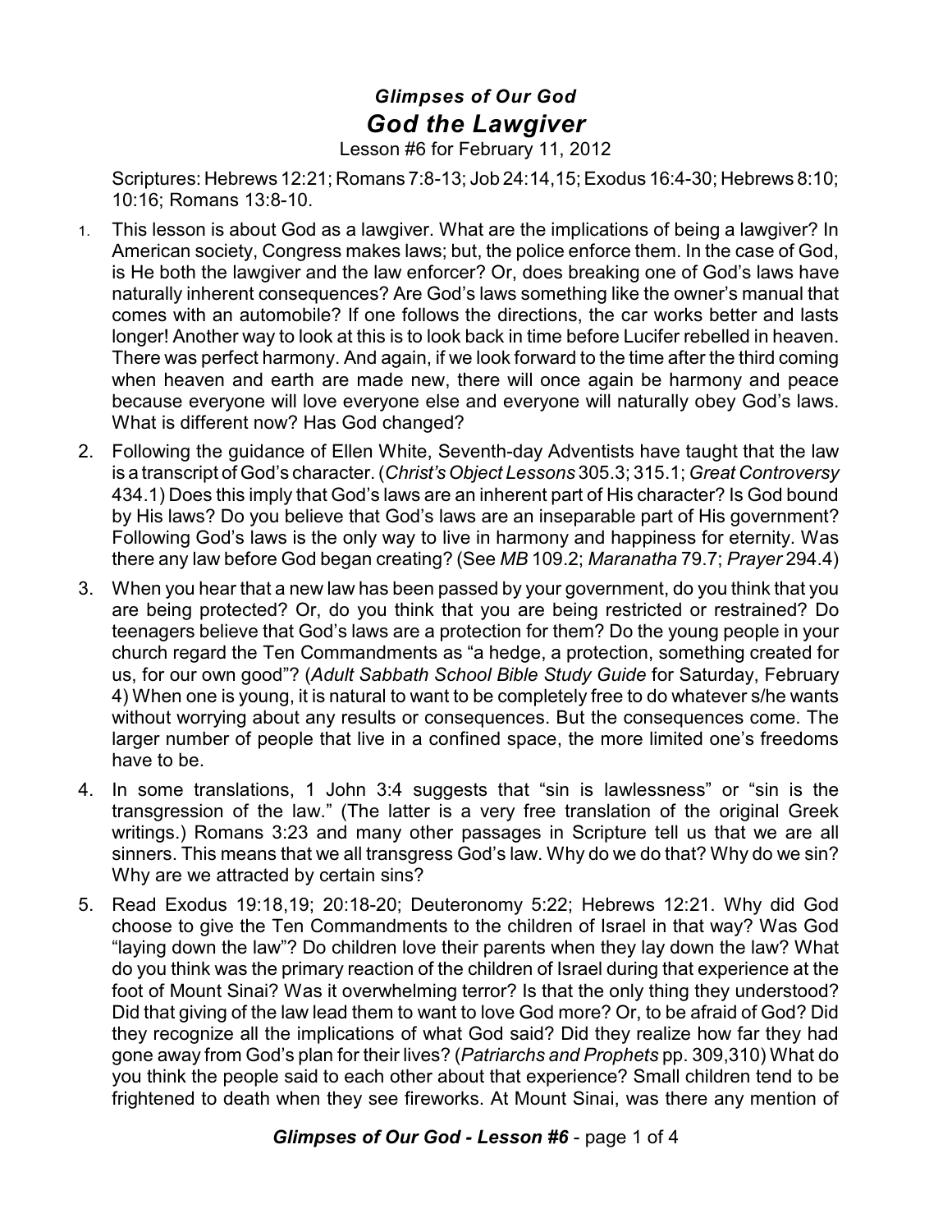# *Glimpses of Our God*
## *God the Lawgiver*

Lesson #6 for February 11, 2012

Scriptures: Hebrews 12:21; Romans 7:8-13; Job 24:14,15; Exodus 16:4-30; Hebrews 8:10; 10:16; Romans 13:8-10.

1. This lesson is about God as a lawgiver. What are the implications of being a lawgiver? In American society, Congress makes laws; but, the police enforce them. In the case of God, is He both the lawgiver and the law enforcer? Or, does breaking one of God's laws have naturally inherent consequences? Are God's laws something like the owner's manual that comes with an automobile? If one follows the directions, the car works better and lasts longer! Another way to look at this is to look back in time before Lucifer rebelled in heaven. There was perfect harmony. And again, if we look forward to the time after the third coming when heaven and earth are made new, there will once again be harmony and peace because everyone will love everyone else and everyone will naturally obey God's laws. What is different now? Has God changed?

2. Following the guidance of Ellen White, Seventh-day Adventists have taught that the law is a transcript of God's character. (*Christ's Object Lessons* 305.3; 315.1; *Great Controversy* 434.1) Does this imply that God's laws are an inherent part of His character? Is God bound by His laws? Do you believe that God's laws are an inseparable part of His government? Following God's laws is the only way to live in harmony and happiness for eternity. Was there any law before God began creating? (See *MB* 109.2; *Maranatha* 79.7; *Prayer* 294.4)

3. When you hear that a new law has been passed by your government, do you think that you are being protected? Or, do you think that you are being restricted or restrained? Do teenagers believe that God's laws are a protection for them? Do the young people in your church regard the Ten Commandments as "a hedge, a protection, something created for us, for our own good"? (*Adult Sabbath School Bible Study Guide* for Saturday, February 4) When one is young, it is natural to want to be completely free to do whatever s/he wants without worrying about any results or consequences. But the consequences come. The larger number of people that live in a confined space, the more limited one's freedoms have to be.

4. In some translations, 1 John 3:4 suggests that "sin is lawlessness" or "sin is the transgression of the law." (The latter is a very free translation of the original Greek writings.) Romans 3:23 and many other passages in Scripture tell us that we are all sinners. This means that we all transgress God's law. Why do we do that? Why do we sin? Why are we attracted by certain sins?

5. Read Exodus 19:18,19; 20:18-20; Deuteronomy 5:22; Hebrews 12:21. Why did God choose to give the Ten Commandments to the children of Israel in that way? Was God "laying down the law"? Do children love their parents when they lay down the law? What do you think was the primary reaction of the children of Israel during that experience at the foot of Mount Sinai? Was it overwhelming terror? Is that the only thing they understood? Did that giving of the law lead them to want to love God more? Or, to be afraid of God? Did they recognize all the implications of what God said? Did they realize how far they had gone away from God's plan for their lives? (*Patriarchs and Prophets* pp. 309,310) What do you think the people said to each other about that experience? Small children tend to be frightened to death when they see fireworks. At Mount Sinai, was there any mention of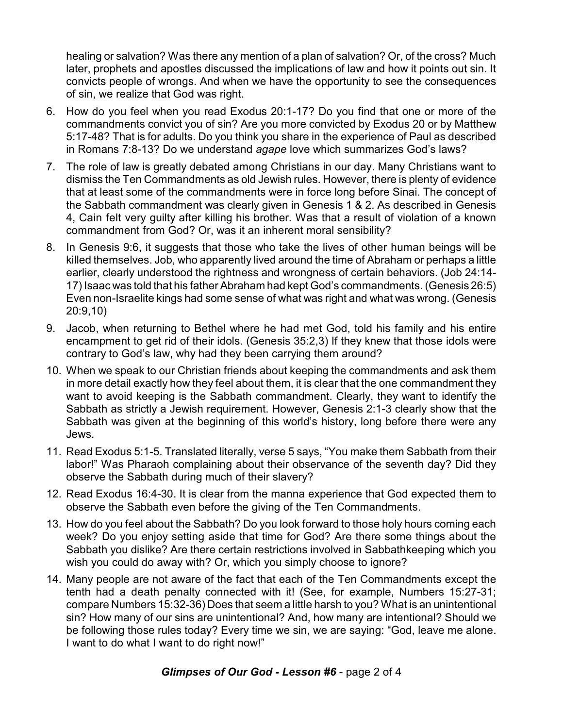healing or salvation? Was there any mention of a plan of salvation? Or, of the cross? Much later, prophets and apostles discussed the implications of law and how it points out sin. It convicts people of wrongs. And when we have the opportunity to see the consequences of sin, we realize that God was right.

6. How do you feel when you read Exodus 20:1-17? Do you find that one or more of the commandments convict you of sin? Are you more convicted by Exodus 20 or by Matthew 5:17-48? That is for adults. Do you think you share in the experience of Paul as described in Romans 7:8-13? Do we understand *agape* love which summarizes God's laws?

7. The role of law is greatly debated among Christians in our day. Many Christians want to dismiss the Ten Commandments as old Jewish rules. However, there is plenty of evidence that at least some of the commandments were in force long before Sinai. The concept of the Sabbath commandment was clearly given in Genesis 1 & 2. As described in Genesis 4, Cain felt very guilty after killing his brother. Was that a result of violation of a known commandment from God? Or, was it an inherent moral sensibility?

8. In Genesis 9:6, it suggests that those who take the lives of other human beings will be killed themselves. Job, who apparently lived around the time of Abraham or perhaps a little earlier, clearly understood the rightness and wrongness of certain behaviors. (Job 24:14-17) Isaac was told that his father Abraham had kept God's commandments. (Genesis 26:5) Even non-Israelite kings had some sense of what was right and what was wrong. (Genesis 20:9,10)

9. Jacob, when returning to Bethel where he had met God, told his family and his entire encampment to get rid of their idols. (Genesis 35:2,3) If they knew that those idols were contrary to God's law, why had they been carrying them around?

10. When we speak to our Christian friends about keeping the commandments and ask them in more detail exactly how they feel about them, it is clear that the one commandment they want to avoid keeping is the Sabbath commandment. Clearly, they want to identify the Sabbath as strictly a Jewish requirement. However, Genesis 2:1-3 clearly show that the Sabbath was given at the beginning of this world's history, long before there were any Jews.

11. Read Exodus 5:1-5. Translated literally, verse 5 says, "You make them Sabbath from their labor!" Was Pharaoh complaining about their observance of the seventh day? Did they observe the Sabbath during much of their slavery?

12. Read Exodus 16:4-30. It is clear from the manna experience that God expected them to observe the Sabbath even before the giving of the Ten Commandments.

13. How do you feel about the Sabbath? Do you look forward to those holy hours coming each week? Do you enjoy setting aside that time for God? Are there some things about the Sabbath you dislike? Are there certain restrictions involved in Sabbathkeeping which you wish you could do away with? Or, which you simply choose to ignore?

14. Many people are not aware of the fact that each of the Ten Commandments except the tenth had a death penalty connected with it! (See, for example, Numbers 15:27-31; compare Numbers 15:32-36) Does that seem a little harsh to you? What is an unintentional sin? How many of our sins are unintentional? And, how many are intentional? Should we be following those rules today? Every time we sin, we are saying: "God, leave me alone. I want to do what I want to do right now!"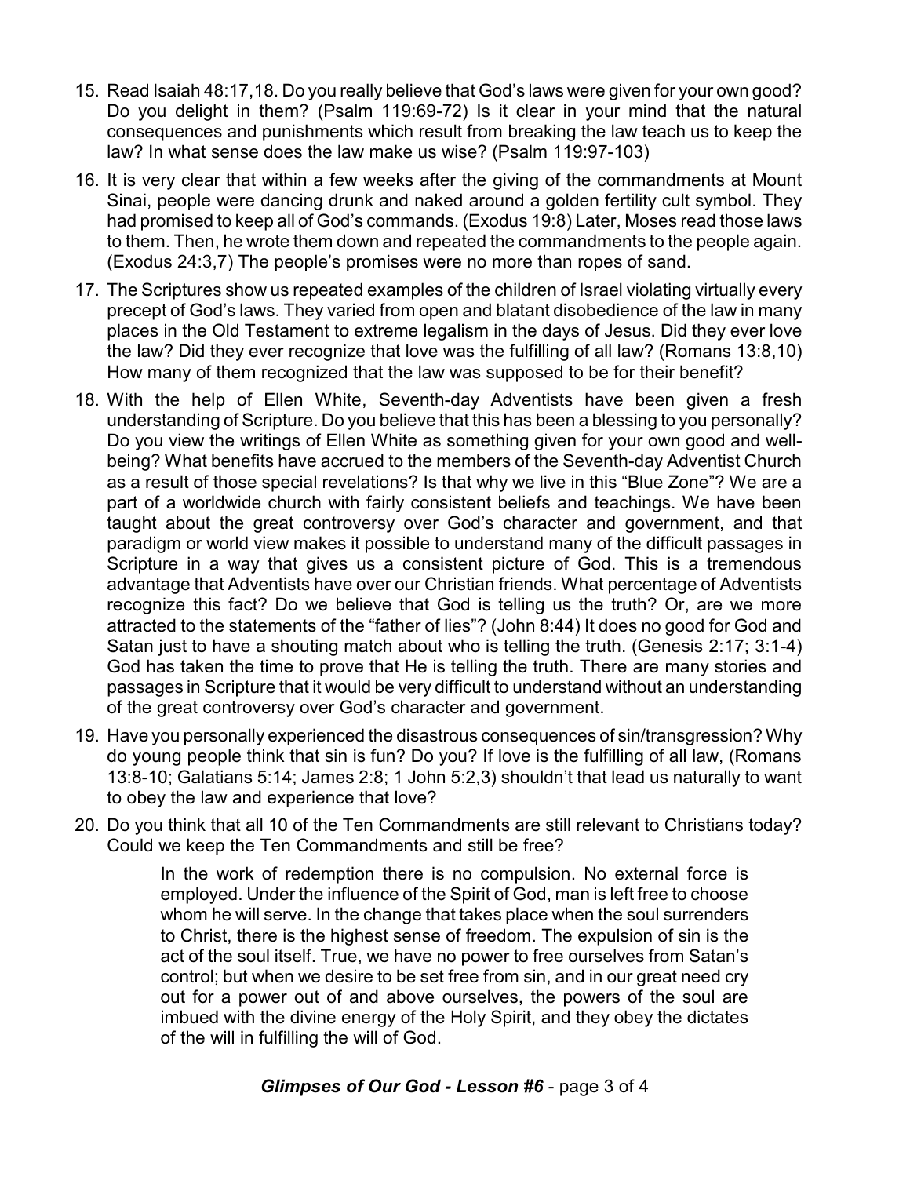15. Read Isaiah 48:17,18. Do you really believe that God's laws were given for your own good? Do you delight in them? (Psalm 119:69-72) Is it clear in your mind that the natural consequences and punishments which result from breaking the law teach us to keep the law? In what sense does the law make us wise? (Psalm 119:97-103)

16. It is very clear that within a few weeks after the giving of the commandments at Mount Sinai, people were dancing drunk and naked around a golden fertility cult symbol. They had promised to keep all of God's commands. (Exodus 19:8) Later, Moses read those laws to them. Then, he wrote them down and repeated the commandments to the people again. (Exodus 24:3,7) The people's promises were no more than ropes of sand.

17. The Scriptures show us repeated examples of the children of Israel violating virtually every precept of God's laws. They varied from open and blatant disobedience of the law in many places in the Old Testament to extreme legalism in the days of Jesus. Did they ever love the law? Did they ever recognize that love was the fulfilling of all law? (Romans 13:8,10) How many of them recognized that the law was supposed to be for their benefit?

18. With the help of Ellen White, Seventh-day Adventists have been given a fresh understanding of Scripture. Do you believe that this has been a blessing to you personally? Do you view the writings of Ellen White as something given for your own good and well-being? What benefits have accrued to the members of the Seventh-day Adventist Church as a result of those special revelations? Is that why we live in this "Blue Zone"? We are a part of a worldwide church with fairly consistent beliefs and teachings. We have been taught about the great controversy over God's character and government, and that paradigm or world view makes it possible to understand many of the difficult passages in Scripture in a way that gives us a consistent picture of God. This is a tremendous advantage that Adventists have over our Christian friends. What percentage of Adventists recognize this fact? Do we believe that God is telling us the truth? Or, are we more attracted to the statements of the "father of lies"? (John 8:44) It does no good for God and Satan just to have a shouting match about who is telling the truth. (Genesis 2:17; 3:1-4) God has taken the time to prove that He is telling the truth. There are many stories and passages in Scripture that it would be very difficult to understand without an understanding of the great controversy over God's character and government.

19. Have you personally experienced the disastrous consequences of sin/transgression? Why do young people think that sin is fun? Do you? If love is the fulfilling of all law, (Romans 13:8-10; Galatians 5:14; James 2:8; 1 John 5:2,3) shouldn't that lead us naturally to want to obey the law and experience that love?

20. Do you think that all 10 of the Ten Commandments are still relevant to Christians today? Could we keep the Ten Commandments and still be free?

> In the work of redemption there is no compulsion. No external force is employed. Under the influence of the Spirit of God, man is left free to choose whom he will serve. In the change that takes place when the soul surrenders to Christ, there is the highest sense of freedom. The expulsion of sin is the act of the soul itself. True, we have no power to free ourselves from Satan's control; but when we desire to be set free from sin, and in our great need cry out for a power out of and above ourselves, the powers of the soul are imbued with the divine energy of the Holy Spirit, and they obey the dictates of the will in fulfilling the will of God.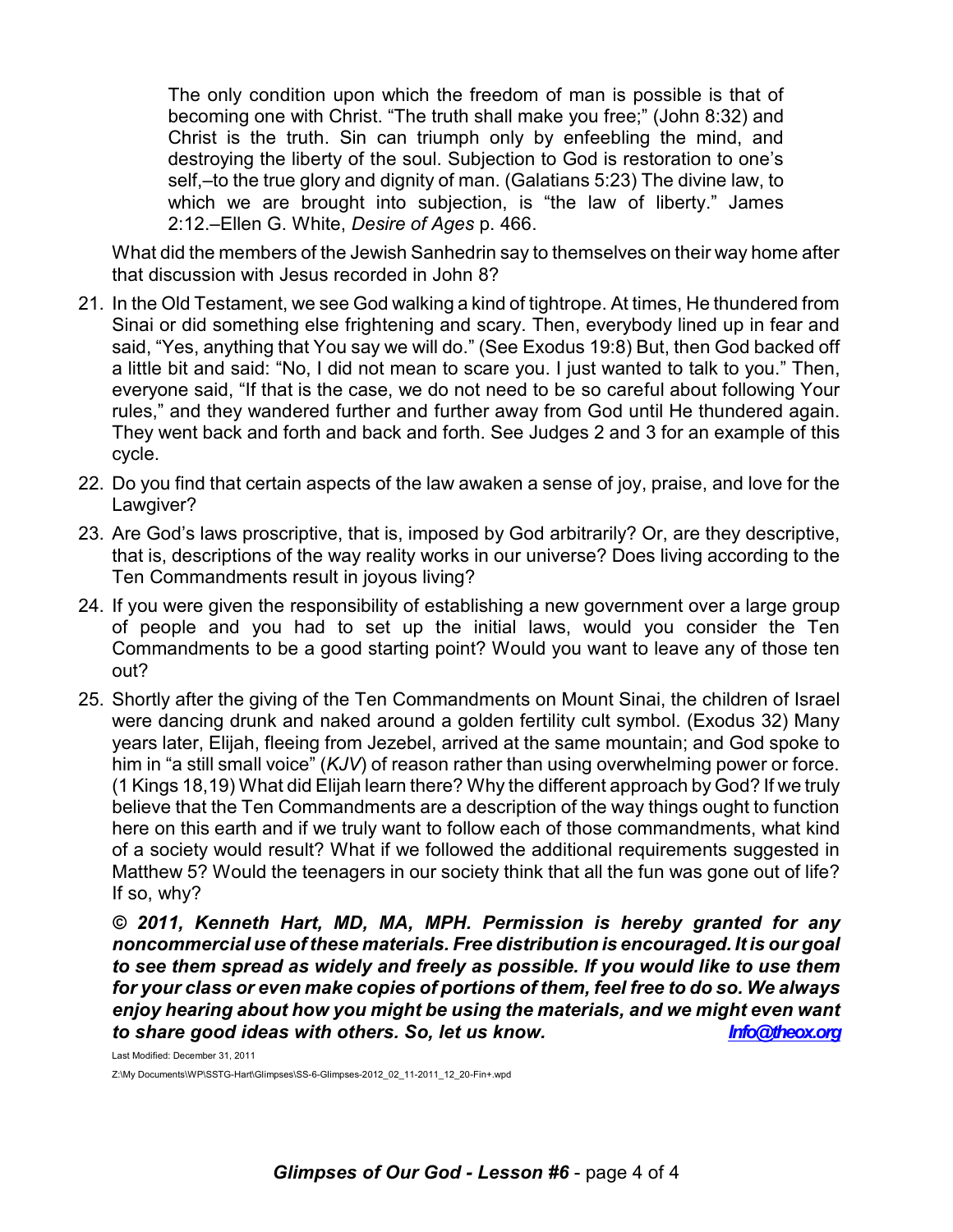> The only condition upon which the freedom of man is possible is that of becoming one with Christ. "The truth shall make you free;" (John 8:32) and Christ is the truth. Sin can triumph only by enfeebling the mind, and destroying the liberty of the soul. Subjection to God is restoration to one's self,–to the true glory and dignity of man. (Galatians 5:23) The divine law, to which we are brought into subjection, is "the law of liberty." James 2:12.–Ellen G. White, *Desire of Ages* p. 466.

What did the members of the Jewish Sanhedrin say to themselves on their way home after that discussion with Jesus recorded in John 8?

21. In the Old Testament, we see God walking a kind of tightrope. At times, He thundered from Sinai or did something else frightening and scary. Then, everybody lined up in fear and said, "Yes, anything that You say we will do." (See Exodus 19:8) But, then God backed off a little bit and said: "No, I did not mean to scare you. I just wanted to talk to you." Then, everyone said, "If that is the case, we do not need to be so careful about following Your rules," and they wandered further and further away from God until He thundered again. They went back and forth and back and forth. See Judges 2 and 3 for an example of this cycle.
22. Do you find that certain aspects of the law awaken a sense of joy, praise, and love for the Lawgiver?
23. Are God's laws proscriptive, that is, imposed by God arbitrarily? Or, are they descriptive, that is, descriptions of the way reality works in our universe? Does living according to the Ten Commandments result in joyous living?
24. If you were given the responsibility of establishing a new government over a large group of people and you had to set up the initial laws, would you consider the Ten Commandments to be a good starting point? Would you want to leave any of those ten out?
25. Shortly after the giving of the Ten Commandments on Mount Sinai, the children of Israel were dancing drunk and naked around a golden fertility cult symbol. (Exodus 32) Many years later, Elijah, fleeing from Jezebel, arrived at the same mountain; and God spoke to him in "a still small voice" (*KJV*) of reason rather than using overwhelming power or force. (1 Kings 18,19) What did Elijah learn there? Why the different approach by God? If we truly believe that the Ten Commandments are a description of the way things ought to function here on this earth and if we truly want to follow each of those commandments, what kind of a society would result? What if we followed the additional requirements suggested in Matthew 5? Would the teenagers in our society think that all the fun was gone out of life? If so, why?

***© 2011, Kenneth Hart, MD, MA, MPH. Permission is hereby granted for any noncommercial use of these materials. Free distribution is encouraged. It is our goal to see them spread as widely and freely as possible. If you would like to use them for your class or even make copies of portions of them, feel free to do so. We always enjoy hearing about how you might be using the materials, and we might even want to share good ideas with others. So, let us know.*** ***Info@theox.org***

Last Modified: December 31, 2011

Z:\My Documents\WP\SSTG-Hart\Glimpses\SS-6-Glimpses-2012_02_11-2011_12_20-Fin+.wpd